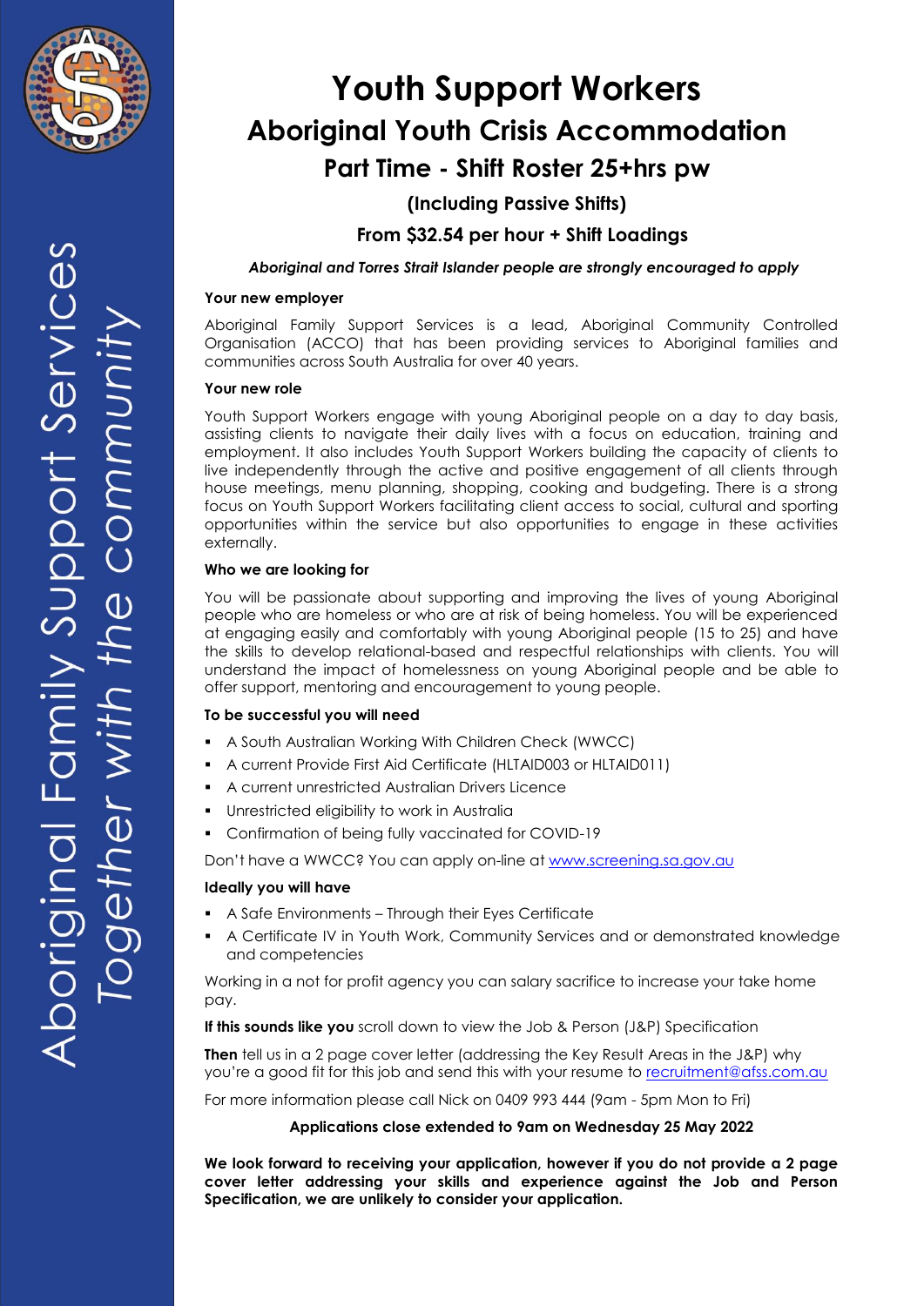Aboriginal Family Support Services
*Together with the community*

# Youth Support Workers

## Aboriginal Youth Crisis Accommodation

### Part Time - Shift Roster 25+hrs pw

**(Including Passive Shifts)**

**From $32.54 per hour + Shift Loadings**

***Aboriginal and Torres Strait Islander people are strongly encouraged to apply***

**Your new employer**

Aboriginal Family Support Services is a lead, Aboriginal Community Controlled Organisation (ACCO) that has been providing services to Aboriginal families and communities across South Australia for over 40 years.

**Your new role**

Youth Support Workers engage with young Aboriginal people on a day to day basis, assisting clients to navigate their daily lives with a focus on education, training and employment. It also includes Youth Support Workers building the capacity of clients to live independently through the active and positive engagement of all clients through house meetings, menu planning, shopping, cooking and budgeting. There is a strong focus on Youth Support Workers facilitating client access to social, cultural and sporting opportunities within the service but also opportunities to engage in these activities externally.

**Who we are looking for**

You will be passionate about supporting and improving the lives of young Aboriginal people who are homeless or who are at risk of being homeless. You will be experienced at engaging easily and comfortably with young Aboriginal people (15 to 25) and have the skills to develop relational-based and respectful relationships with clients. You will understand the impact of homelessness on young Aboriginal people and be able to offer support, mentoring and encouragement to young people.

**To be successful you will need**

- A South Australian Working With Children Check (WWCC)
- A current Provide First Aid Certificate (HLTAID003 or HLTAID011)
- A current unrestricted Australian Drivers Licence
- Unrestricted eligibility to work in Australia
- Confirmation of being fully vaccinated for COVID-19

Don't have a WWCC? You can apply on-line at www.screening.sa.gov.au

**Ideally you will have**

- A Safe Environments – Through their Eyes Certificate
- A Certificate IV in Youth Work, Community Services and or demonstrated knowledge and competencies

Working in a not for profit agency you can salary sacrifice to increase your take home pay.

**If this sounds like you** scroll down to view the Job & Person (J&P) Specification

**Then** tell us in a 2 page cover letter (addressing the Key Result Areas in the J&P) why you're a good fit for this job and send this with your resume to recruitment@afss.com.au

For more information please call Nick on 0409 993 444 (9am - 5pm Mon to Fri)

**Applications close extended to 9am on Wednesday 25 May 2022**

**We look forward to receiving your application, however if you do not provide a 2 page cover letter addressing your skills and experience against the Job and Person Specification, we are unlikely to consider your application.**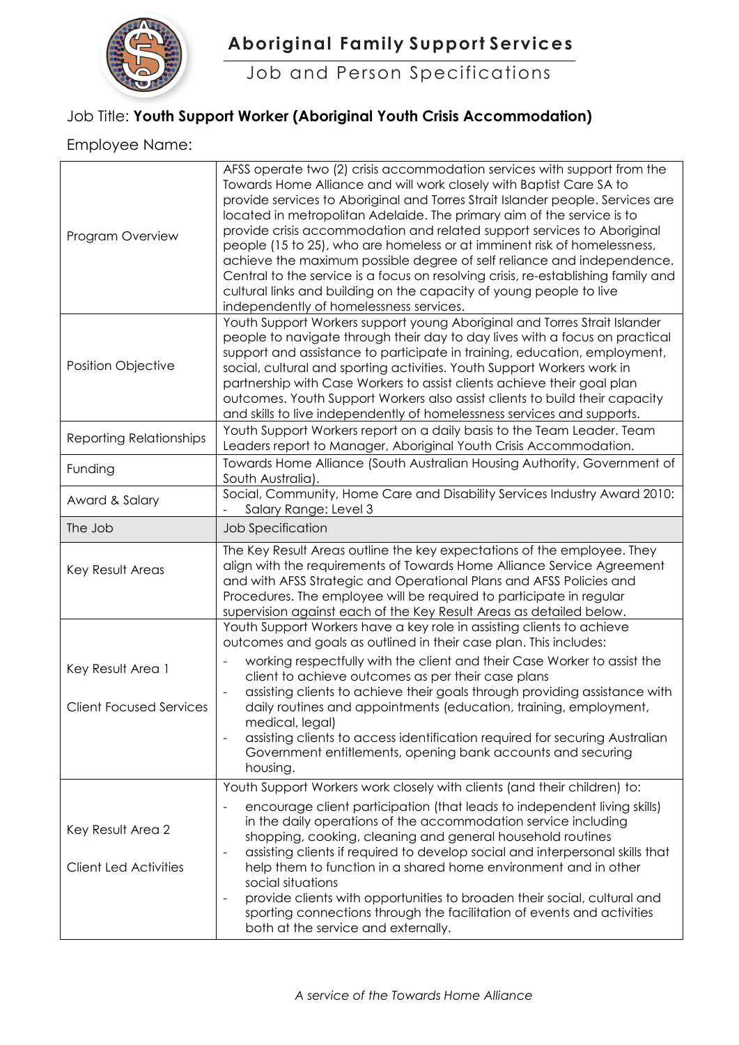# Aboriginal Family Support Services

## Job and Person Specifications

Job Title: **Youth Support Worker (Aboriginal Youth Crisis Accommodation)**

Employee Name:

| | |
|---|---|
| Program Overview | AFSS operate two (2) crisis accommodation services with support from the Towards Home Alliance and will work closely with Baptist Care SA to provide services to Aboriginal and Torres Strait Islander people. Services are located in metropolitan Adelaide. The primary aim of the service is to provide crisis accommodation and related support services to Aboriginal people (15 to 25), who are homeless or at imminent risk of homelessness, achieve the maximum possible degree of self reliance and independence. Central to the service is a focus on resolving crisis, re-establishing family and cultural links and building on the capacity of young people to live independently of homelessness services. |
| Position Objective | Youth Support Workers support young Aboriginal and Torres Strait Islander people to navigate through their day to day lives with a focus on practical support and assistance to participate in training, education, employment, social, cultural and sporting activities. Youth Support Workers work in partnership with Case Workers to assist clients achieve their goal plan outcomes. Youth Support Workers also assist clients to build their capacity and skills to live independently of homelessness services and supports. |
| Reporting Relationships | Youth Support Workers report on a daily basis to the Team Leader. Team Leaders report to Manager, Aboriginal Youth Crisis Accommodation. |
| Funding | Towards Home Alliance (South Australian Housing Authority, Government of South Australia). |
| Award & Salary | Social, Community, Home Care and Disability Services Industry Award 2010:<br>- Salary Range: Level 3 |
| The Job | Job Specification |
| Key Result Areas | The Key Result Areas outline the key expectations of the employee. They align with the requirements of Towards Home Alliance Service Agreement and with AFSS Strategic and Operational Plans and AFSS Policies and Procedures. The employee will be required to participate in regular supervision against each of the Key Result Areas as detailed below. |
| Key Result Area 1<br><br>Client Focused Services | Youth Support Workers have a key role in assisting clients to achieve outcomes and goals as outlined in their case plan. This includes:<br>- working respectfully with the client and their Case Worker to assist the client to achieve outcomes as per their case plans<br>- assisting clients to achieve their goals through providing assistance with daily routines and appointments (education, training, employment, medical, legal)<br>- assisting clients to access identification required for securing Australian Government entitlements, opening bank accounts and securing housing. |
| Key Result Area 2<br><br>Client Led Activities | Youth Support Workers work closely with clients (and their children) to:<br>- encourage client participation (that leads to independent living skills) in the daily operations of the accommodation service including shopping, cooking, cleaning and general household routines<br>- assisting clients if required to develop social and interpersonal skills that help them to function in a shared home environment and in other social situations<br>- provide clients with opportunities to broaden their social, cultural and sporting connections through the facilitation of events and activities both at the service and externally. |

*A service of the Towards Home Alliance*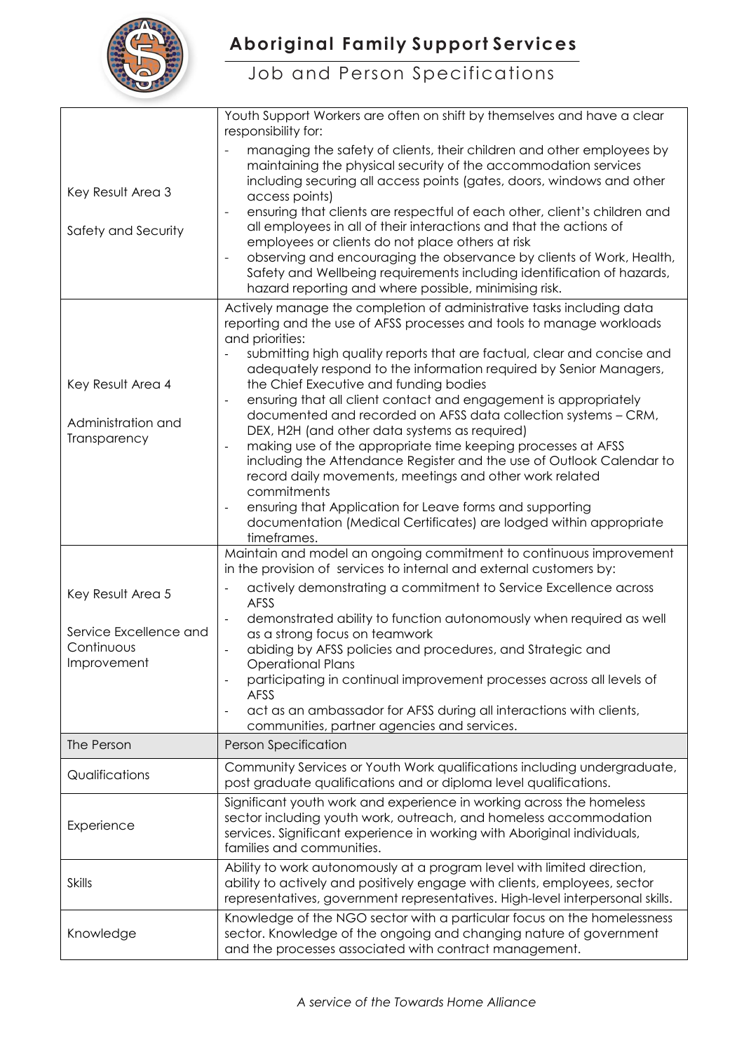| Key Result Area 3<br><br>Safety and Security | Youth Support Workers are often on shift by themselves and have a clear responsibility for:<br>- managing the safety of clients, their children and other employees by maintaining the physical security of the accommodation services including securing all access points (gates, doors, windows and other access points)<br>- ensuring that clients are respectful of each other, client's children and all employees in all of their interactions and that the actions of employees or clients do not place others at risk<br>- observing and encouraging the observance by clients of Work, Health, Safety and Wellbeing requirements including identification of hazards, hazard reporting and where possible, minimising risk. |
|---|---|
| Key Result Area 4<br><br>Administration and Transparency | Actively manage the completion of administrative tasks including data reporting and the use of AFSS processes and tools to manage workloads and priorities:<br>- submitting high quality reports that are factual, clear and concise and adequately respond to the information required by Senior Managers, the Chief Executive and funding bodies<br>- ensuring that all client contact and engagement is appropriately documented and recorded on AFSS data collection systems – CRM, DEX, H2H (and other data systems as required)<br>- making use of the appropriate time keeping processes at AFSS including the Attendance Register and the use of Outlook Calendar to record daily movements, meetings and other work related commitments<br>- ensuring that Application for Leave forms and supporting documentation (Medical Certificates) are lodged within appropriate timeframes. |
| Key Result Area 5<br><br>Service Excellence and Continuous Improvement | Maintain and model an ongoing commitment to continuous improvement in the provision of services to internal and external customers by:<br>- actively demonstrating a commitment to Service Excellence across AFSS<br>- demonstrated ability to function autonomously when required as well as a strong focus on teamwork<br>- abiding by AFSS policies and procedures, and Strategic and Operational Plans<br>- participating in continual improvement processes across all levels of AFSS<br>- act as an ambassador for AFSS during all interactions with clients, communities, partner agencies and services. |
| The Person | Person Specification |
| Qualifications | Community Services or Youth Work qualifications including undergraduate, post graduate qualifications and or diploma level qualifications. |
| Experience | Significant youth work and experience in working across the homeless sector including youth work, outreach, and homeless accommodation services. Significant experience in working with Aboriginal individuals, families and communities. |
| Skills | Ability to work autonomously at a program level with limited direction, ability to actively and positively engage with clients, employees, sector representatives, government representatives. High-level interpersonal skills. |
| Knowledge | Knowledge of the NGO sector with a particular focus on the homelessness sector. Knowledge of the ongoing and changing nature of government and the processes associated with contract management. |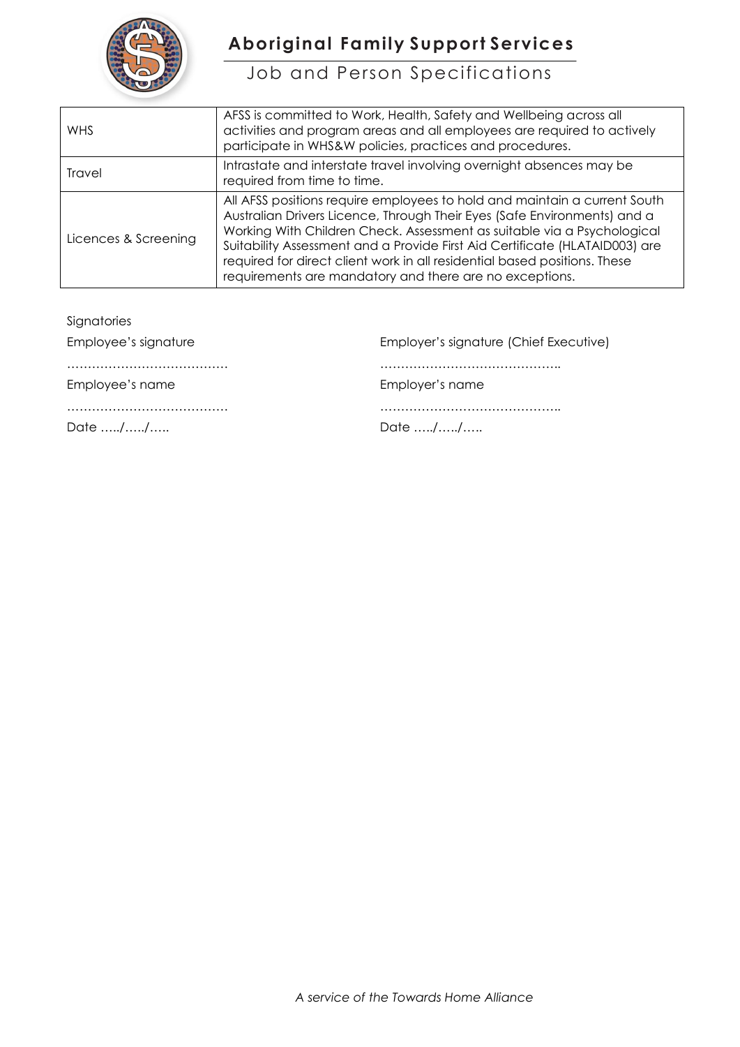| | |
|---|---|
| WHS | AFSS is committed to Work, Health, Safety and Wellbeing across all activities and program areas and all employees are required to actively participate in WHS&W policies, practices and procedures. |
| Travel | Intrastate and interstate travel involving overnight absences may be required from time to time. |
| Licences & Screening | All AFSS positions require employees to hold and maintain a current South Australian Drivers Licence, Through Their Eyes (Safe Environments) and a Working With Children Check. Assessment as suitable via a Psychological Suitability Assessment and a Provide First Aid Certificate (HLATAID003) are required for direct client work in all residential based positions. These requirements are mandatory and there are no exceptions. |

Signatories

Employee's signature

…………………………………

Employee's name

…………………………………

Date …../…../…..

Employer's signature (Chief Executive)

……………………………………..

Employer's name

……………………………………..

Date …../…../…..

*A service of the Towards Home Alliance*